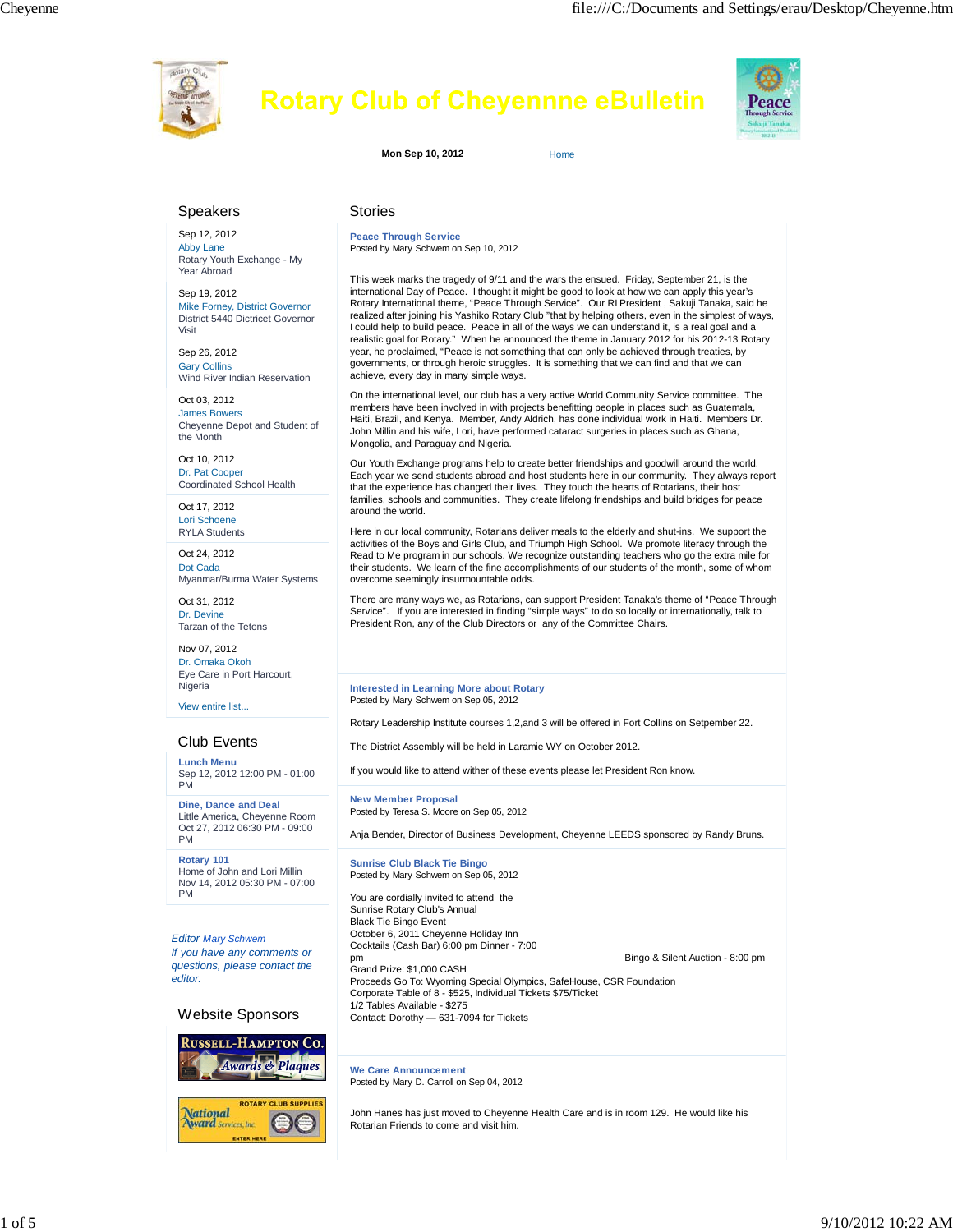# Rotary Club of Cheyenne eBulletin

**Mon Sep 10, 2012** Home

## Speakers

Sep 12, 2012
Abby Lane
Rotary Youth Exchange - My Year Abroad

Sep 19, 2012
Mike Forney, District Governor
District 5440 Dictricet Governor Visit

Sep 26, 2012
Gary Collins
Wind River Indian Reservation

Oct 03, 2012
James Bowers
Cheyenne Depot and Student of the Month

Oct 10, 2012
Dr. Pat Cooper
Coordinated School Health

Oct 17, 2012
Lori Schoene
RYLA Students

Oct 24, 2012
Dot Cada
Myanmar/Burma Water Systems

Oct 31, 2012
Dr. Devine
Tarzan of the Tetons

Nov 07, 2012
Dr. Omaka Okoh
Eye Care in Port Harcourt, Nigeria

View entire list...

## Club Events

**Lunch Menu**
Sep 12, 2012 12:00 PM - 01:00 PM

**Dine, Dance and Deal**
Little America, Cheyenne Room
Oct 27, 2012 06:30 PM - 09:00 PM

**Rotary 101**
Home of John and Lori Millin
Nov 14, 2012 05:30 PM - 07:00 PM

*Editor Mary Schwem*
*If you have any comments or questions, please contact the editor.*

## Website Sponsors

Russell-Hampton Co. Awards & Plaques

National Award Services, Inc. Rotary Club Supplies — Enter Here

## Stories

### Peace Through Service

Posted by Mary Schwem on Sep 10, 2012

This week marks the tragedy of 9/11 and the wars the ensued. Friday, September 21, is the international Day of Peace. I thought it might be good to look at how we can apply this year's Rotary International theme, "Peace Through Service". Our RI President , Sakuji Tanaka, said he realized after joining his Yashiko Rotary Club "that by helping others, even in the simplest of ways, I could help to build peace. Peace in all of the ways we can understand it, is a real goal and a realistic goal for Rotary." When he announced the theme in January 2012 for his 2012-13 Rotary year, he proclaimed, "Peace is not something that can only be achieved through treaties, by governments, or through heroic struggles. It is something that we can find and that we can achieve, every day in many simple ways.

On the international level, our club has a very active World Community Service committee. The members have been involved in with projects benefitting people in places such as Guatemala, Haiti, Brazil, and Kenya. Member, Andy Aldrich, has done individual work in Haiti. Members Dr. John Millin and his wife, Lori, have performed cataract surgeries in places such as Ghana, Mongolia, and Paraguay and Nigeria.

Our Youth Exchange programs help to create better friendships and goodwill around the world. Each year we send students abroad and host students here in our community. They always report that the experience has changed their lives. They touch the hearts of Rotarians, their host families, schools and communities. They create lifelong friendships and build bridges for peace around the world.

Here in our local community, Rotarians deliver meals to the elderly and shut-ins. We support the activities of the Boys and Girls Club, and Triumph High School. We promote literacy through the Read to Me program in our schools. We recognize outstanding teachers who go the extra mile for their students. We learn of the fine accomplishments of our students of the month, some of whom overcome seemingly insurmountable odds.

There are many ways we, as Rotarians, can support President Tanaka's theme of "Peace Through Service". If you are interested in finding "simple ways" to do so locally or internationally, talk to President Ron, any of the Club Directors or any of the Committee Chairs.

### Interested in Learning More about Rotary

Posted by Mary Schwem on Sep 05, 2012

Rotary Leadership Institute courses 1,2,and 3 will be offered in Fort Collins on Setpember 22.

The District Assembly will be held in Laramie WY on October 2012.

If you would like to attend wither of these events please let President Ron know.

### New Member Proposal

Posted by Teresa S. Moore on Sep 05, 2012

Anja Bender, Director of Business Development, Cheyenne LEEDS sponsored by Randy Bruns.

### Sunrise Club Black Tie Bingo

Posted by Mary Schwem on Sep 05, 2012

You are cordially invited to attend the
Sunrise Rotary Club's Annual
Black Tie Bingo Event
October 6, 2011 Cheyenne Holiday Inn
Cocktails (Cash Bar) 6:00 pm Dinner - 7:00 pm Bingo & Silent Auction - 8:00 pm
Grand Prize: $1,000 CASH
Proceeds Go To: Wyoming Special Olympics, SafeHouse, CSR Foundation
Corporate Table of 8 - $525, Individual Tickets $75/Ticket
1/2 Tables Available - $275
Contact: Dorothy — 631-7094 for Tickets

### We Care Announcement

Posted by Mary D. Carroll on Sep 04, 2012

John Hanes has just moved to Cheyenne Health Care and is in room 129. He would like his Rotarian Friends to come and visit him.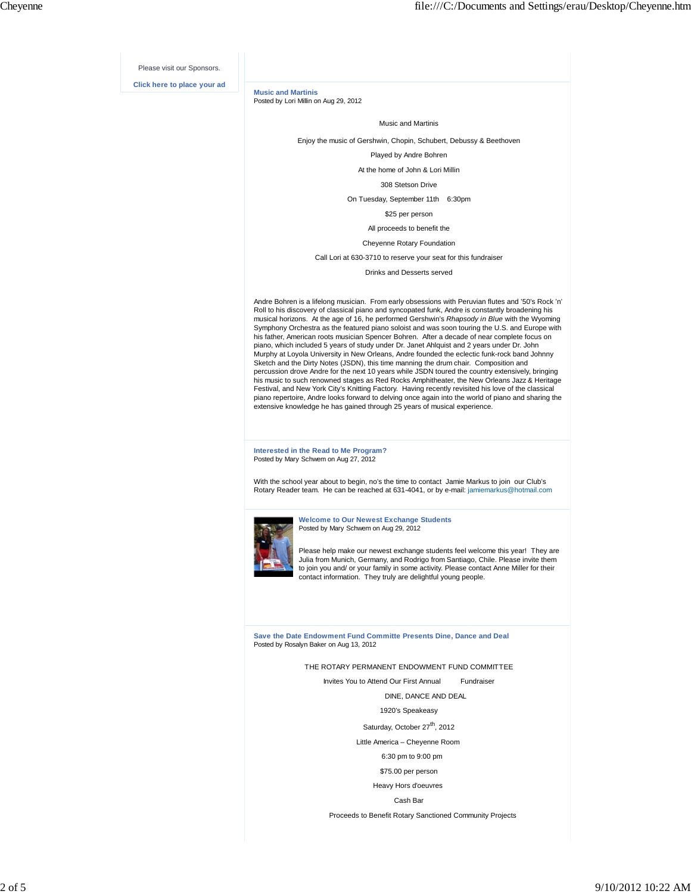Please visit our Sponsors.

**Click here to place your ad**

### Music and Martinis

Posted by Lori Millin on Aug 29, 2012

Music and Martinis

Enjoy the music of Gershwin, Chopin, Schubert, Debussy & Beethoven

Played by Andre Bohren

At the home of John & Lori Millin

308 Stetson Drive

On Tuesday, September 11th 6:30pm

$25 per person

All proceeds to benefit the

Cheyenne Rotary Foundation

Call Lori at 630-3710 to reserve your seat for this fundraiser

Drinks and Desserts served

Andre Bohren is a lifelong musician. From early obsessions with Peruvian flutes and '50's Rock 'n' Roll to his discovery of classical piano and syncopated funk, Andre is constantly broadening his musical horizons. At the age of 16, he performed Gershwin's *Rhapsody in Blue* with the Wyoming Symphony Orchestra as the featured piano soloist and was soon touring the U.S. and Europe with his father, American roots musician Spencer Bohren. After a decade of near complete focus on piano, which included 5 years of study under Dr. Janet Ahlquist and 2 years under Dr. John Murphy at Loyola University in New Orleans, Andre founded the eclectic funk-rock band Johnny Sketch and the Dirty Notes (JSDN), this time manning the drum chair. Composition and percussion drove Andre for the next 10 years while JSDN toured the country extensively, bringing his music to such renowned stages as Red Rocks Amphitheater, the New Orleans Jazz & Heritage Festival, and New York City's Knitting Factory. Having recently revisited his love of the classical piano repertoire, Andre looks forward to delving once again into the world of piano and sharing the extensive knowledge he has gained through 25 years of musical experience.

### Interested in the Read to Me Program?

Posted by Mary Schwem on Aug 27, 2012

With the school year about to begin, no's the time to contact Jamie Markus to join our Club's Rotary Reader team. He can be reached at 631-4041, or by e-mail: jamiemarkus@hotmail.com

### Welcome to Our Newest Exchange Students

Posted by Mary Schwem on Aug 29, 2012

Please help make our newest exchange students feel welcome this year! They are Julia from Munich, Germany, and Rodrigo from Santiago, Chile. Please invite them to join you and/ or your family in some activity. Please contact Anne Miller for their contact information. They truly are delightful young people.

### Save the Date Endowment Fund Committe Presents Dine, Dance and Deal

Posted by Rosalyn Baker on Aug 13, 2012

THE ROTARY PERMANENT ENDOWMENT FUND COMMITTEE

Invites You to Attend Our First Annual Fundraiser

DINE, DANCE AND DEAL

1920's Speakeasy

Saturday, October 27th, 2012

Little America – Cheyenne Room

6:30 pm to 9:00 pm

$75.00 per person

Heavy Hors d'oeuvres

Cash Bar

Proceeds to Benefit Rotary Sanctioned Community Projects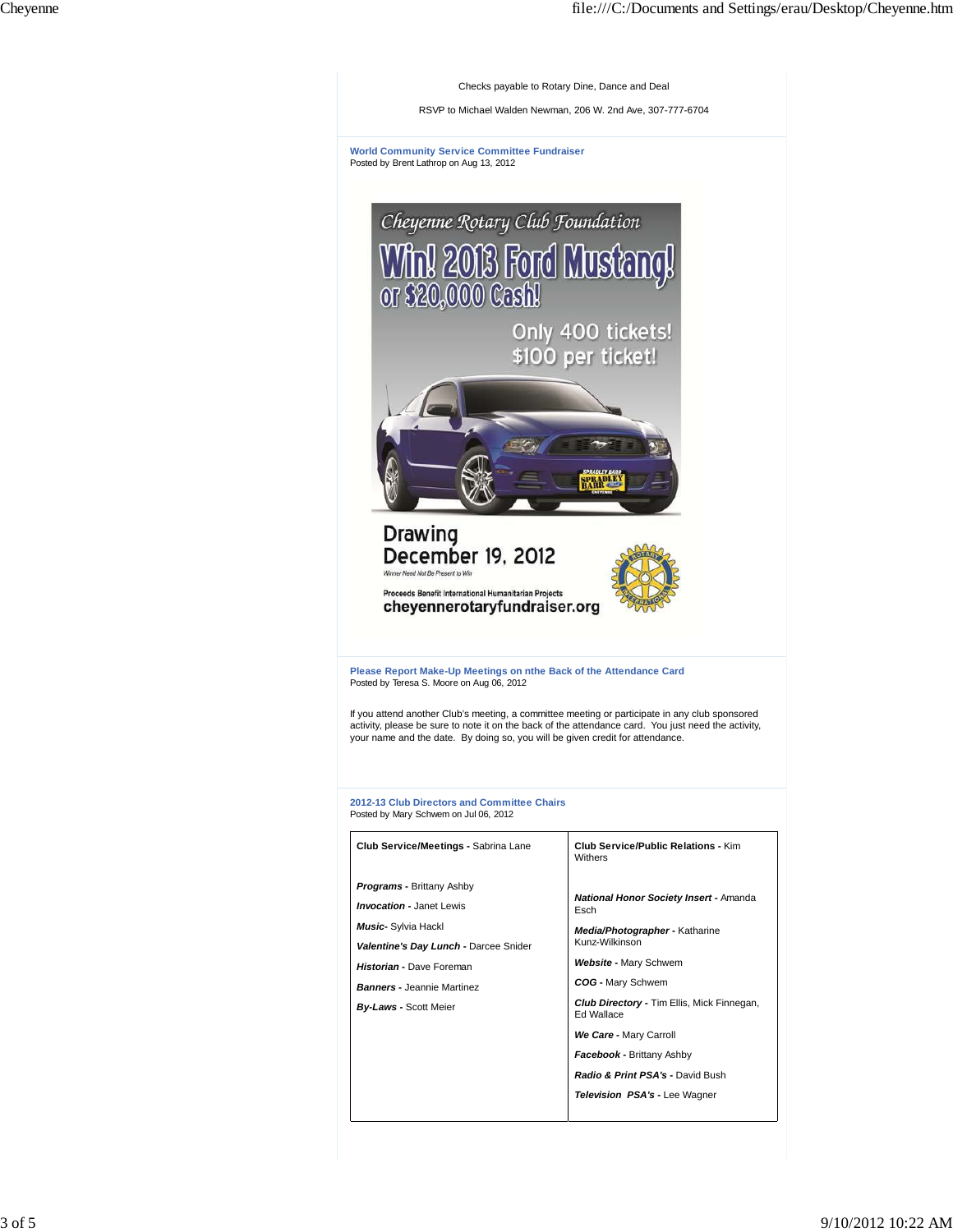Checks payable to Rotary Dine, Dance and Deal

RSVP to Michael Walden Newman, 206 W. 2nd Ave, 307-777-6704

### World Community Service Committee Fundraiser

Posted by Brent Lathrop on Aug 13, 2012

Cheyenne Rotary Club Foundation

**Win! 2013 Ford Mustang! or $20,000 Cash!**

Only 400 tickets! $100 per ticket!

Drawing December 19, 2012

Winner Need Not Be Present to Win

Proceeds Benefit International Humanitarian Projects

cheyennerotaryfundraiser.org

### Please Report Make-Up Meetings on nthe Back of the Attendance Card

Posted by Teresa S. Moore on Aug 06, 2012

If you attend another Club's meeting, a committee meeting or participate in any club sponsored activity, please be sure to note it on the back of the attendance card. You just need the activity, your name and the date. By doing so, you will be given credit for attendance.

### 2012-13 Club Directors and Committee Chairs

Posted by Mary Schwem on Jul 06, 2012

| **Club Service/Meetings** - Sabrina Lane | **Club Service/Public Relations** - Kim Withers |
|---|---|
| ***Programs*** **-** Brittany Ashby | ***National Honor Society Insert*** **-** Amanda Esch |
| ***Invocation*** **-** Janet Lewis | ***Media/Photographer*** **-** Katharine Kunz-Wilkinson |
| ***Music*** **-** Sylvia Hackl | ***Website*** **-** Mary Schwem |
| ***Valentine's Day Lunch*** **-** Darcee Snider | ***COG*** **-** Mary Schwem |
| ***Historian*** **-** Dave Foreman | ***Club Directory*** **-** Tim Ellis, Mick Finnegan, Ed Wallace |
| ***Banners*** **-** Jeannie Martinez | ***We Care*** **-** Mary Carroll |
| ***By-Laws*** **-** Scott Meier | ***Facebook*** **-** Brittany Ashby |
| | ***Radio & Print PSA's*** **-** David Bush |
| | ***Television PSA's*** **-** Lee Wagner |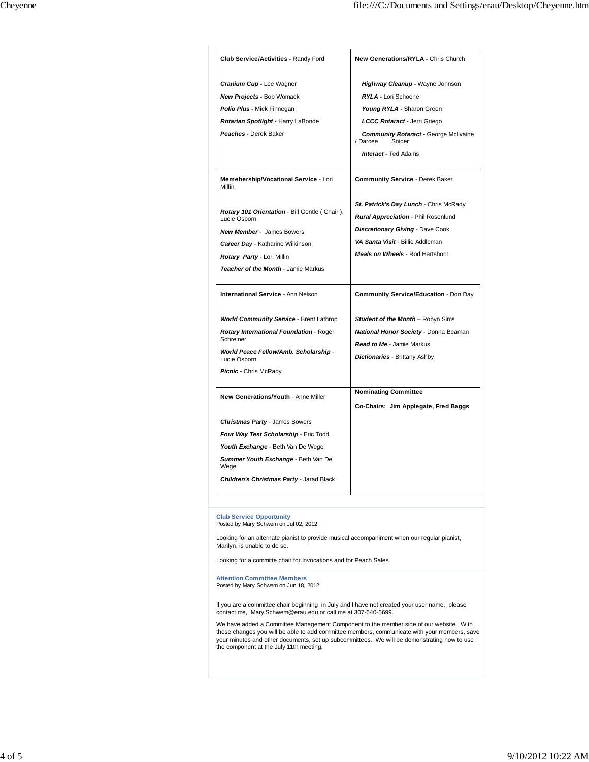| | |
|---|---|
| **Club Service/Activities -** Randy Ford<br><br>***Cranium Cup -*** Lee Wagner<br>***New Projects -*** Bob Womack<br>***Polio Plus -*** Mick Finnegan<br>***Rotarian Spotlight -*** Harry LaBonde<br>***Peaches -*** Derek Baker | **New Generations/RYLA -** Chris Church<br><br>***Highway Cleanup -*** Wayne Johnson<br>***RYLA -*** Lori Schoene<br>***Young RYLA -*** Sharon Green<br>***LCCC Rotaract -*** Jerri Griego<br>***Community Rotaract -*** George McIlvaine / Darcee Snider<br>***Interact -*** Ted Adams |
| **Memebership/Vocational Service** - Lori Millin<br><br>***Rotary 101 Orientation*** - Bill Gentle ( Chair ), Lucie Osborn<br>***New Member*** - James Bowers<br>***Career Day*** - Katharine Wilkinson<br>***Rotary Party*** - Lori Millin<br>***Teacher of the Month*** - Jamie Markus | **Community Service** - Derek Baker<br><br>***St. Patrick's Day Lunch*** - Chris McRady<br>***Rural Appreciation*** - Phil Rosenlund<br>***Discretionary Giving*** - Dave Cook<br>***VA Santa Visit*** - Billie Addleman<br>***Meals on Wheels*** - Rod Hartshorn |
| **International Service** - Ann Nelson<br><br>***World Community Service*** - Brent Lathrop<br>***Rotary International Foundation*** - Roger Schreiner<br>***World Peace Fellow/Amb. Scholarship*** - Lucie Osborn<br>***Picnic -*** Chris McRady | **Community Service/Education** - Don Day<br><br>***Student of the Month*** – Robyn Sims<br>***National Honor Society*** - Donna Beaman<br>***Read to Me*** - Jamie Markus<br>***Dictionaries*** - Brittany Ashby |
| **New Generations/Youth** - Anne Miller<br><br>***Christmas Party*** - James Bowers<br>***Four Way Test Scholarship*** - Eric Todd<br>***Youth Exchange*** - Beth Van De Wege<br>***Summer Youth Exchange*** - Beth Van De Wege<br>***Children's Christmas Party*** - Jarad Black | **Nominating Committee**<br><br>**Co-Chairs: Jim Applegate, Fred Baggs** |

**Club Service Opportunity**
Posted by Mary Schwem on Jul 02, 2012

Looking for an alternate pianist to provide musical accompaniment when our regular pianist, Marilyn, is unable to do so.

Looking for a committe chair for Invocations and for Peach Sales.

**Attention Committee Members**
Posted by Mary Schwem on Jun 18, 2012

If you are a committee chair beginning in July and I have not created your user name, please contact me, Mary.Schwem@erau.edu or call me at 307-640-5699.

We have added a Committee Management Component to the member side of our website. With these changes you will be able to add committee members, communicate with your members, save your minutes and other documents, set up subcommittees. We will be demonstrating how to use the component at the July 11th meeting.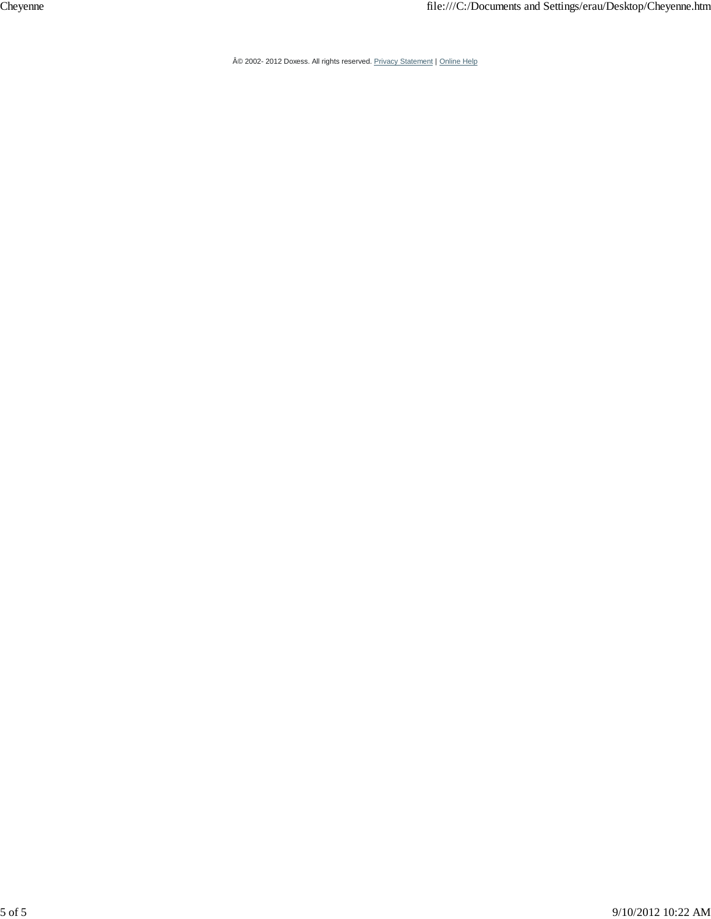Ã© 2002- 2012 Doxess. All rights reserved. Privacy Statement | Online Help